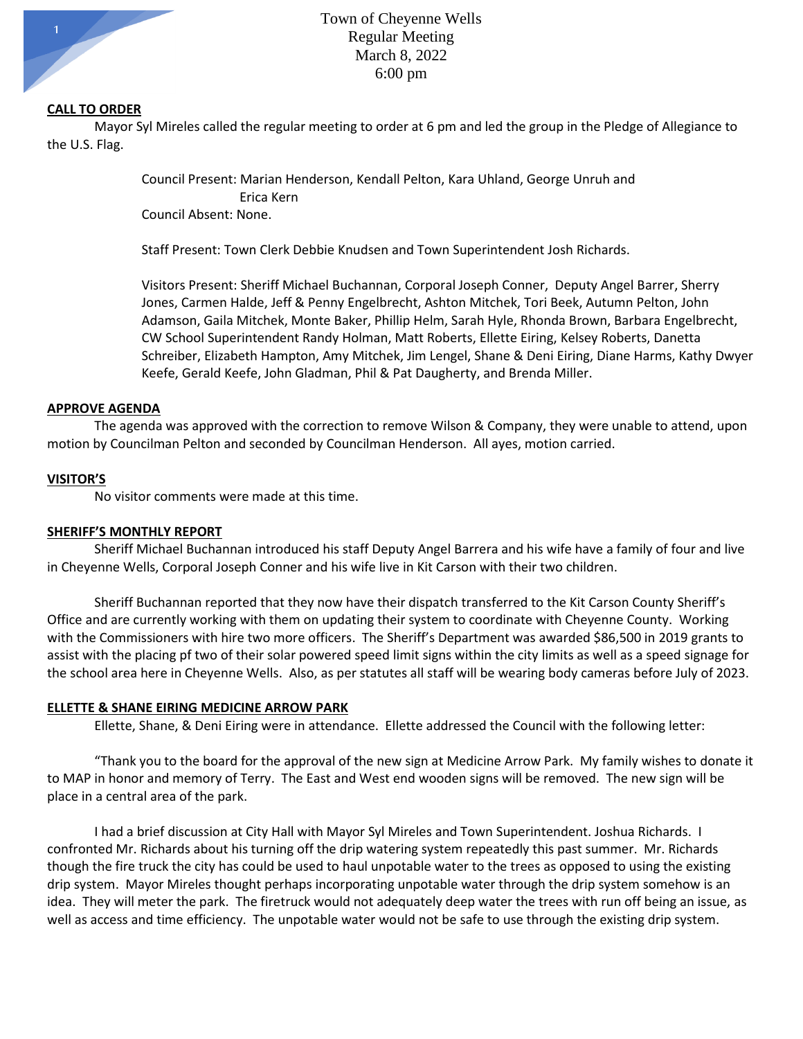# Town of Cheyenne Wells
## Regular Meeting
## March 8, 2022
## 6:00 pm

**CALL TO ORDER**

Mayor Syl Mireles called the regular meeting to order at 6 pm and led the group in the Pledge of Allegiance to the U.S. Flag.

Council Present: Marian Henderson, Kendall Pelton, Kara Uhland, George Unruh and Erica Kern
Council Absent: None.

Staff Present: Town Clerk Debbie Knudsen and Town Superintendent Josh Richards.

Visitors Present: Sheriff Michael Buchannan, Corporal Joseph Conner, Deputy Angel Barrer, Sherry Jones, Carmen Halde, Jeff & Penny Engelbrecht, Ashton Mitchek, Tori Beek, Autumn Pelton, John Adamson, Gaila Mitchek, Monte Baker, Phillip Helm, Sarah Hyle, Rhonda Brown, Barbara Engelbrecht, CW School Superintendent Randy Holman, Matt Roberts, Ellette Eiring, Kelsey Roberts, Danetta Schreiber, Elizabeth Hampton, Amy Mitchek, Jim Lengel, Shane & Deni Eiring, Diane Harms, Kathy Dwyer Keefe, Gerald Keefe, John Gladman, Phil & Pat Daugherty, and Brenda Miller.

**APPROVE AGENDA**

The agenda was approved with the correction to remove Wilson & Company, they were unable to attend, upon motion by Councilman Pelton and seconded by Councilman Henderson. All ayes, motion carried.

**VISITOR'S**

No visitor comments were made at this time.

**SHERIFF'S MONTHLY REPORT**

Sheriff Michael Buchannan introduced his staff Deputy Angel Barrera and his wife have a family of four and live in Cheyenne Wells, Corporal Joseph Conner and his wife live in Kit Carson with their two children.

Sheriff Buchannan reported that they now have their dispatch transferred to the Kit Carson County Sheriff's Office and are currently working with them on updating their system to coordinate with Cheyenne County. Working with the Commissioners with hire two more officers. The Sheriff's Department was awarded $86,500 in 2019 grants to assist with the placing pf two of their solar powered speed limit signs within the city limits as well as a speed signage for the school area here in Cheyenne Wells. Also, as per statutes all staff will be wearing body cameras before July of 2023.

**ELLETTE & SHANE EIRING MEDICINE ARROW PARK**

Ellette, Shane, & Deni Eiring were in attendance. Ellette addressed the Council with the following letter:

"Thank you to the board for the approval of the new sign at Medicine Arrow Park. My family wishes to donate it to MAP in honor and memory of Terry. The East and West end wooden signs will be removed. The new sign will be place in a central area of the park.

I had a brief discussion at City Hall with Mayor Syl Mireles and Town Superintendent. Joshua Richards. I confronted Mr. Richards about his turning off the drip watering system repeatedly this past summer. Mr. Richards though the fire truck the city has could be used to haul unpotable water to the trees as opposed to using the existing drip system. Mayor Mireles thought perhaps incorporating unpotable water through the drip system somehow is an idea. They will meter the park. The firetruck would not adequately deep water the trees with run off being an issue, as well as access and time efficiency. The unpotable water would not be safe to use through the existing drip system.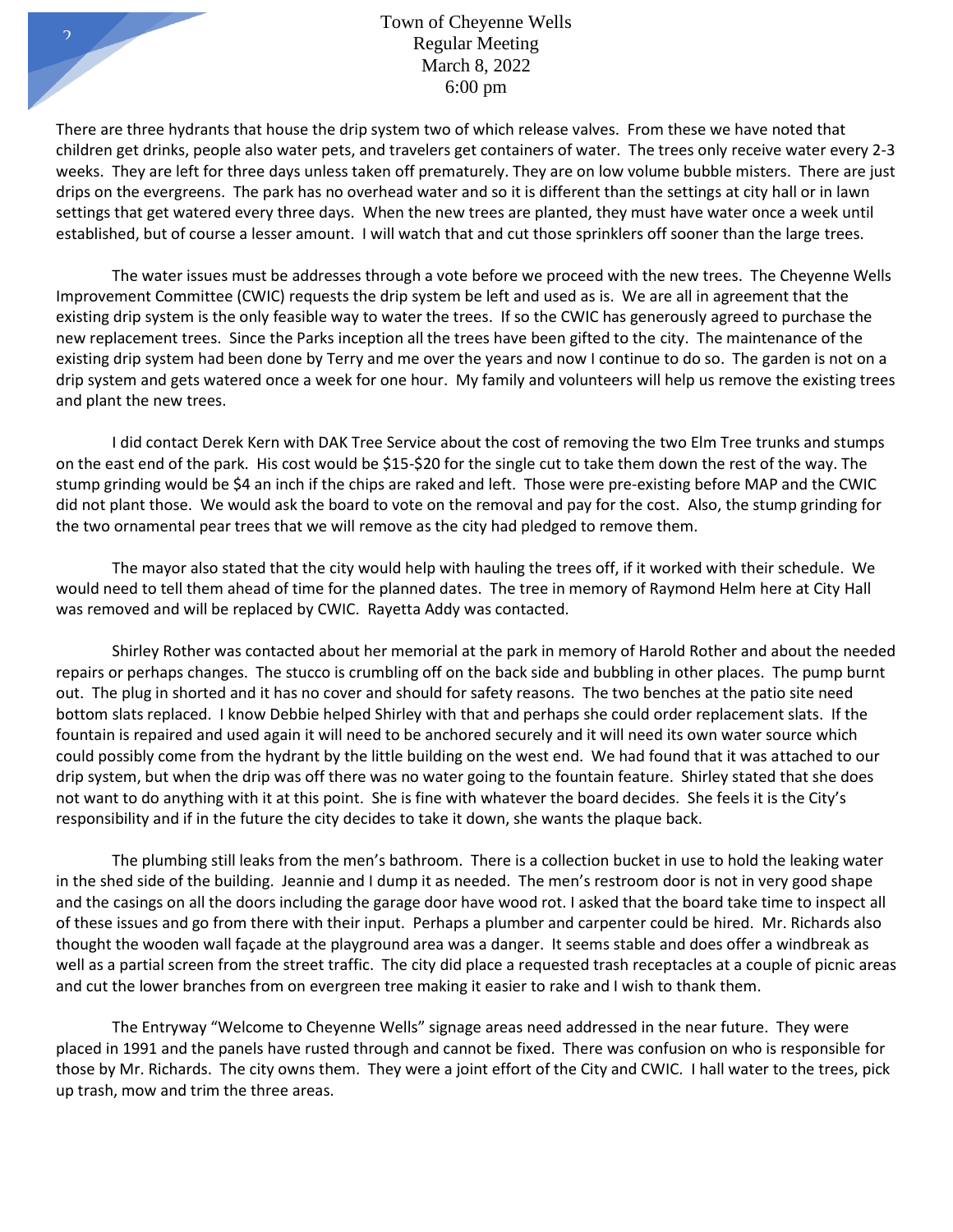There are three hydrants that house the drip system two of which release valves. From these we have noted that children get drinks, people also water pets, and travelers get containers of water. The trees only receive water every 2-3 weeks. They are left for three days unless taken off prematurely. They are on low volume bubble misters. There are just drips on the evergreens. The park has no overhead water and so it is different than the settings at city hall or in lawn settings that get watered every three days. When the new trees are planted, they must have water once a week until established, but of course a lesser amount. I will watch that and cut those sprinklers off sooner than the large trees.

The water issues must be addresses through a vote before we proceed with the new trees. The Cheyenne Wells Improvement Committee (CWIC) requests the drip system be left and used as is. We are all in agreement that the existing drip system is the only feasible way to water the trees. If so the CWIC has generously agreed to purchase the new replacement trees. Since the Parks inception all the trees have been gifted to the city. The maintenance of the existing drip system had been done by Terry and me over the years and now I continue to do so. The garden is not on a drip system and gets watered once a week for one hour. My family and volunteers will help us remove the existing trees and plant the new trees.

I did contact Derek Kern with DAK Tree Service about the cost of removing the two Elm Tree trunks and stumps on the east end of the park. His cost would be $15-$20 for the single cut to take them down the rest of the way. The stump grinding would be $4 an inch if the chips are raked and left. Those were pre-existing before MAP and the CWIC did not plant those. We would ask the board to vote on the removal and pay for the cost. Also, the stump grinding for the two ornamental pear trees that we will remove as the city had pledged to remove them.

The mayor also stated that the city would help with hauling the trees off, if it worked with their schedule. We would need to tell them ahead of time for the planned dates. The tree in memory of Raymond Helm here at City Hall was removed and will be replaced by CWIC. Rayetta Addy was contacted.

Shirley Rother was contacted about her memorial at the park in memory of Harold Rother and about the needed repairs or perhaps changes. The stucco is crumbling off on the back side and bubbling in other places. The pump burnt out. The plug in shorted and it has no cover and should for safety reasons. The two benches at the patio site need bottom slats replaced. I know Debbie helped Shirley with that and perhaps she could order replacement slats. If the fountain is repaired and used again it will need to be anchored securely and it will need its own water source which could possibly come from the hydrant by the little building on the west end. We had found that it was attached to our drip system, but when the drip was off there was no water going to the fountain feature. Shirley stated that she does not want to do anything with it at this point. She is fine with whatever the board decides. She feels it is the City's responsibility and if in the future the city decides to take it down, she wants the plaque back.

The plumbing still leaks from the men's bathroom. There is a collection bucket in use to hold the leaking water in the shed side of the building. Jeannie and I dump it as needed. The men's restroom door is not in very good shape and the casings on all the doors including the garage door have wood rot. I asked that the board take time to inspect all of these issues and go from there with their input. Perhaps a plumber and carpenter could be hired. Mr. Richards also thought the wooden wall façade at the playground area was a danger. It seems stable and does offer a windbreak as well as a partial screen from the street traffic. The city did place a requested trash receptacles at a couple of picnic areas and cut the lower branches from on evergreen tree making it easier to rake and I wish to thank them.

The Entryway "Welcome to Cheyenne Wells" signage areas need addressed in the near future. They were placed in 1991 and the panels have rusted through and cannot be fixed. There was confusion on who is responsible for those by Mr. Richards. The city owns them. They were a joint effort of the City and CWIC. I hall water to the trees, pick up trash, mow and trim the three areas.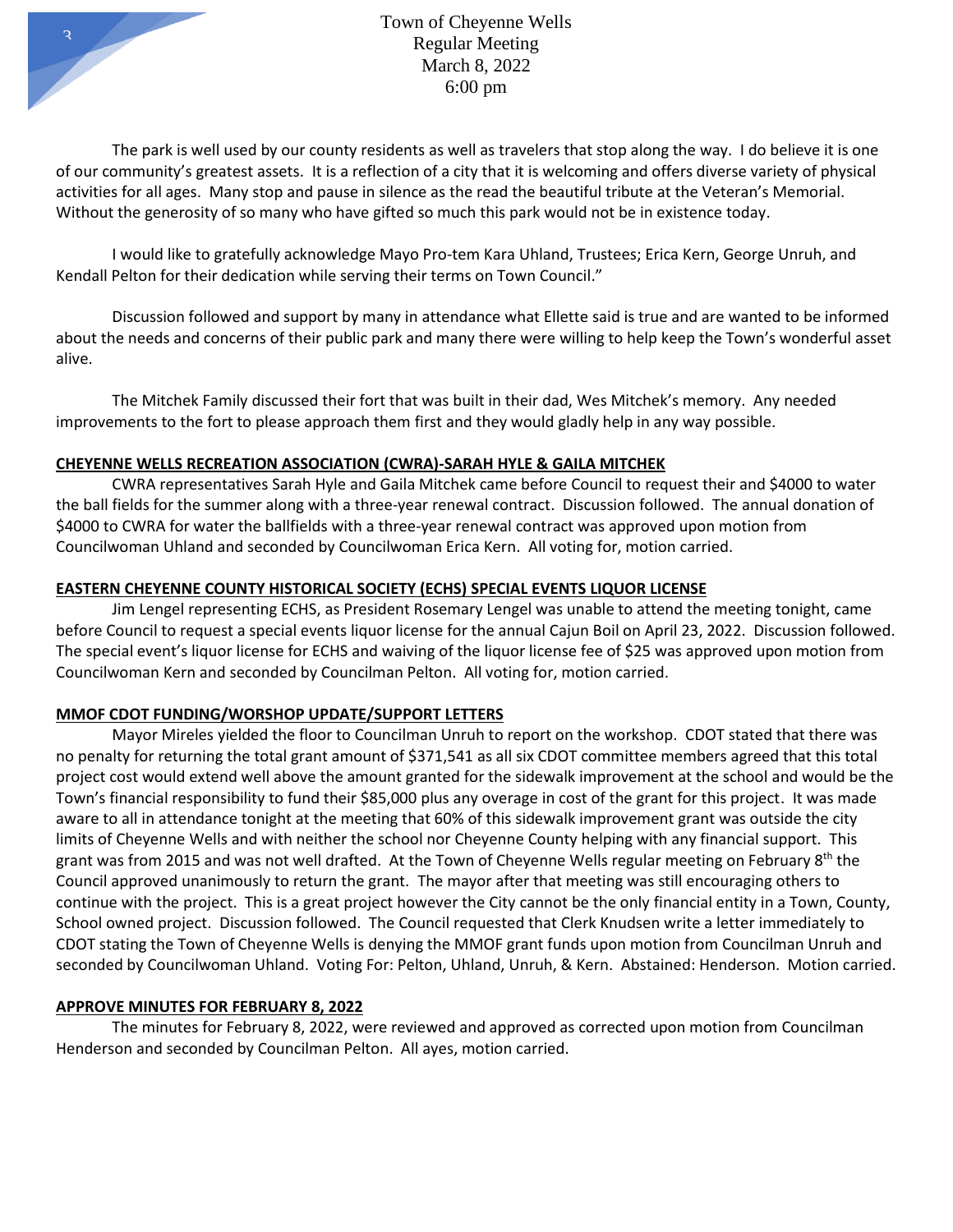The park is well used by our county residents as well as travelers that stop along the way. I do believe it is one of our community's greatest assets. It is a reflection of a city that it is welcoming and offers diverse variety of physical activities for all ages. Many stop and pause in silence as the read the beautiful tribute at the Veteran's Memorial. Without the generosity of so many who have gifted so much this park would not be in existence today.

I would like to gratefully acknowledge Mayo Pro-tem Kara Uhland, Trustees; Erica Kern, George Unruh, and Kendall Pelton for their dedication while serving their terms on Town Council."

Discussion followed and support by many in attendance what Ellette said is true and are wanted to be informed about the needs and concerns of their public park and many there were willing to help keep the Town's wonderful asset alive.

The Mitchek Family discussed their fort that was built in their dad, Wes Mitchek's memory. Any needed improvements to the fort to please approach them first and they would gladly help in any way possible.

**CHEYENNE WELLS RECREATION ASSOCIATION (CWRA)-SARAH HYLE & GAILA MITCHEK**

CWRA representatives Sarah Hyle and Gaila Mitchek came before Council to request their and $4000 to water the ball fields for the summer along with a three-year renewal contract. Discussion followed. The annual donation of $4000 to CWRA for water the ballfields with a three-year renewal contract was approved upon motion from Councilwoman Uhland and seconded by Councilwoman Erica Kern. All voting for, motion carried.

**EASTERN CHEYENNE COUNTY HISTORICAL SOCIETY (ECHS) SPECIAL EVENTS LIQUOR LICENSE**

Jim Lengel representing ECHS, as President Rosemary Lengel was unable to attend the meeting tonight, came before Council to request a special events liquor license for the annual Cajun Boil on April 23, 2022. Discussion followed. The special event's liquor license for ECHS and waiving of the liquor license fee of $25 was approved upon motion from Councilwoman Kern and seconded by Councilman Pelton. All voting for, motion carried.

**MMOF CDOT FUNDING/WORSHOP UPDATE/SUPPORT LETTERS**

Mayor Mireles yielded the floor to Councilman Unruh to report on the workshop. CDOT stated that there was no penalty for returning the total grant amount of $371,541 as all six CDOT committee members agreed that this total project cost would extend well above the amount granted for the sidewalk improvement at the school and would be the Town's financial responsibility to fund their $85,000 plus any overage in cost of the grant for this project. It was made aware to all in attendance tonight at the meeting that 60% of this sidewalk improvement grant was outside the city limits of Cheyenne Wells and with neither the school nor Cheyenne County helping with any financial support. This grant was from 2015 and was not well drafted. At the Town of Cheyenne Wells regular meeting on February 8th the Council approved unanimously to return the grant. The mayor after that meeting was still encouraging others to continue with the project. This is a great project however the City cannot be the only financial entity in a Town, County, School owned project. Discussion followed. The Council requested that Clerk Knudsen write a letter immediately to CDOT stating the Town of Cheyenne Wells is denying the MMOF grant funds upon motion from Councilman Unruh and seconded by Councilwoman Uhland. Voting For: Pelton, Uhland, Unruh, & Kern. Abstained: Henderson. Motion carried.

**APPROVE MINUTES FOR FEBRUARY 8, 2022**

The minutes for February 8, 2022, were reviewed and approved as corrected upon motion from Councilman Henderson and seconded by Councilman Pelton. All ayes, motion carried.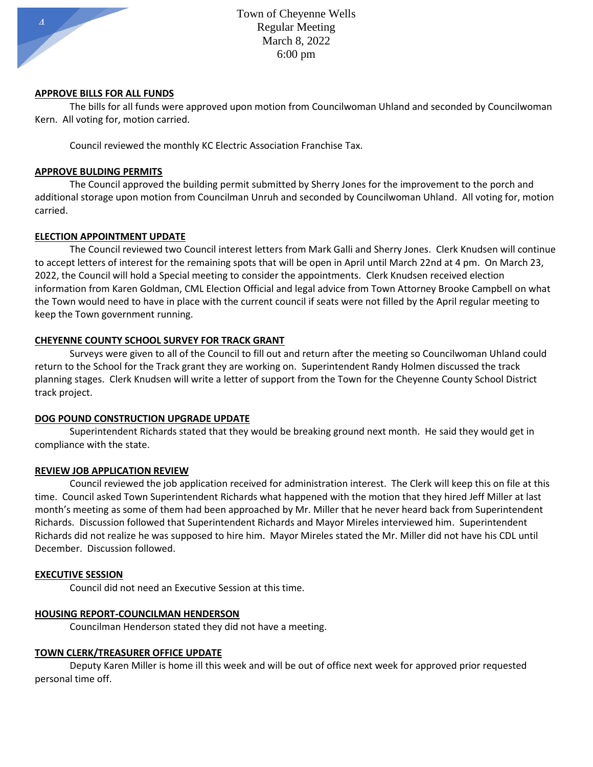**APPROVE BILLS FOR ALL FUNDS**

The bills for all funds were approved upon motion from Councilwoman Uhland and seconded by Councilwoman Kern. All voting for, motion carried.

Council reviewed the monthly KC Electric Association Franchise Tax.

**APPROVE BULDING PERMITS**

The Council approved the building permit submitted by Sherry Jones for the improvement to the porch and additional storage upon motion from Councilman Unruh and seconded by Councilwoman Uhland. All voting for, motion carried.

**ELECTION APPOINTMENT UPDATE**

The Council reviewed two Council interest letters from Mark Galli and Sherry Jones. Clerk Knudsen will continue to accept letters of interest for the remaining spots that will be open in April until March 22nd at 4 pm. On March 23, 2022, the Council will hold a Special meeting to consider the appointments. Clerk Knudsen received election information from Karen Goldman, CML Election Official and legal advice from Town Attorney Brooke Campbell on what the Town would need to have in place with the current council if seats were not filled by the April regular meeting to keep the Town government running.

**CHEYENNE COUNTY SCHOOL SURVEY FOR TRACK GRANT**

Surveys were given to all of the Council to fill out and return after the meeting so Councilwoman Uhland could return to the School for the Track grant they are working on. Superintendent Randy Holmen discussed the track planning stages. Clerk Knudsen will write a letter of support from the Town for the Cheyenne County School District track project.

**DOG POUND CONSTRUCTION UPGRADE UPDATE**

Superintendent Richards stated that they would be breaking ground next month. He said they would get in compliance with the state.

**REVIEW JOB APPLICATION REVIEW**

Council reviewed the job application received for administration interest. The Clerk will keep this on file at this time. Council asked Town Superintendent Richards what happened with the motion that they hired Jeff Miller at last month's meeting as some of them had been approached by Mr. Miller that he never heard back from Superintendent Richards. Discussion followed that Superintendent Richards and Mayor Mireles interviewed him. Superintendent Richards did not realize he was supposed to hire him. Mayor Mireles stated the Mr. Miller did not have his CDL until December. Discussion followed.

**EXECUTIVE SESSION**

Council did not need an Executive Session at this time.

**HOUSING REPORT-COUNCILMAN HENDERSON**

Councilman Henderson stated they did not have a meeting.

**TOWN CLERK/TREASURER OFFICE UPDATE**

Deputy Karen Miller is home ill this week and will be out of office next week for approved prior requested personal time off.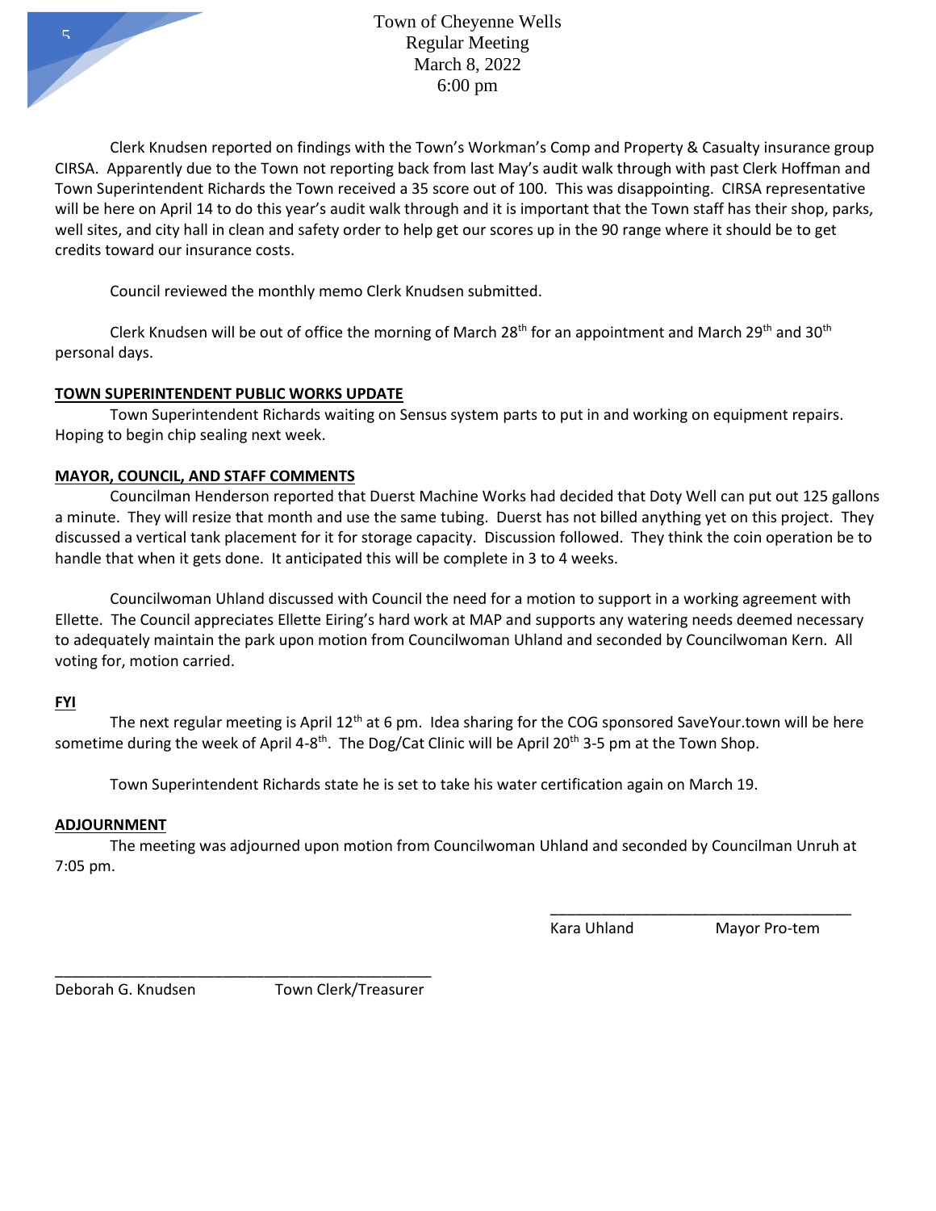Town of Cheyenne Wells
Regular Meeting
March 8, 2022
6:00 pm

Clerk Knudsen reported on findings with the Town's Workman's Comp and Property & Casualty insurance group CIRSA. Apparently due to the Town not reporting back from last May's audit walk through with past Clerk Hoffman and Town Superintendent Richards the Town received a 35 score out of 100. This was disappointing. CIRSA representative will be here on April 14 to do this year's audit walk through and it is important that the Town staff has their shop, parks, well sites, and city hall in clean and safety order to help get our scores up in the 90 range where it should be to get credits toward our insurance costs.

Council reviewed the monthly memo Clerk Knudsen submitted.

Clerk Knudsen will be out of office the morning of March 28th for an appointment and March 29th and 30th personal days.

**TOWN SUPERINTENDENT PUBLIC WORKS UPDATE**

Town Superintendent Richards waiting on Sensus system parts to put in and working on equipment repairs. Hoping to begin chip sealing next week.

**MAYOR, COUNCIL, AND STAFF COMMENTS**

Councilman Henderson reported that Duerst Machine Works had decided that Doty Well can put out 125 gallons a minute. They will resize that month and use the same tubing. Duerst has not billed anything yet on this project. They discussed a vertical tank placement for it for storage capacity. Discussion followed. They think the coin operation be to handle that when it gets done. It anticipated this will be complete in 3 to 4 weeks.

Councilwoman Uhland discussed with Council the need for a motion to support in a working agreement with Ellette. The Council appreciates Ellette Eiring's hard work at MAP and supports any watering needs deemed necessary to adequately maintain the park upon motion from Councilwoman Uhland and seconded by Councilwoman Kern. All voting for, motion carried.

**FYI**

The next regular meeting is April 12th at 6 pm. Idea sharing for the COG sponsored SaveYour.town will be here sometime during the week of April 4-8th. The Dog/Cat Clinic will be April 20th 3-5 pm at the Town Shop.

Town Superintendent Richards state he is set to take his water certification again on March 19.

**ADJOURNMENT**

The meeting was adjourned upon motion from Councilwoman Uhland and seconded by Councilman Unruh at 7:05 pm.

_____________________________________
Kara Uhland Mayor Pro-tem

_____________________________________
Deborah G. Knudsen Town Clerk/Treasurer